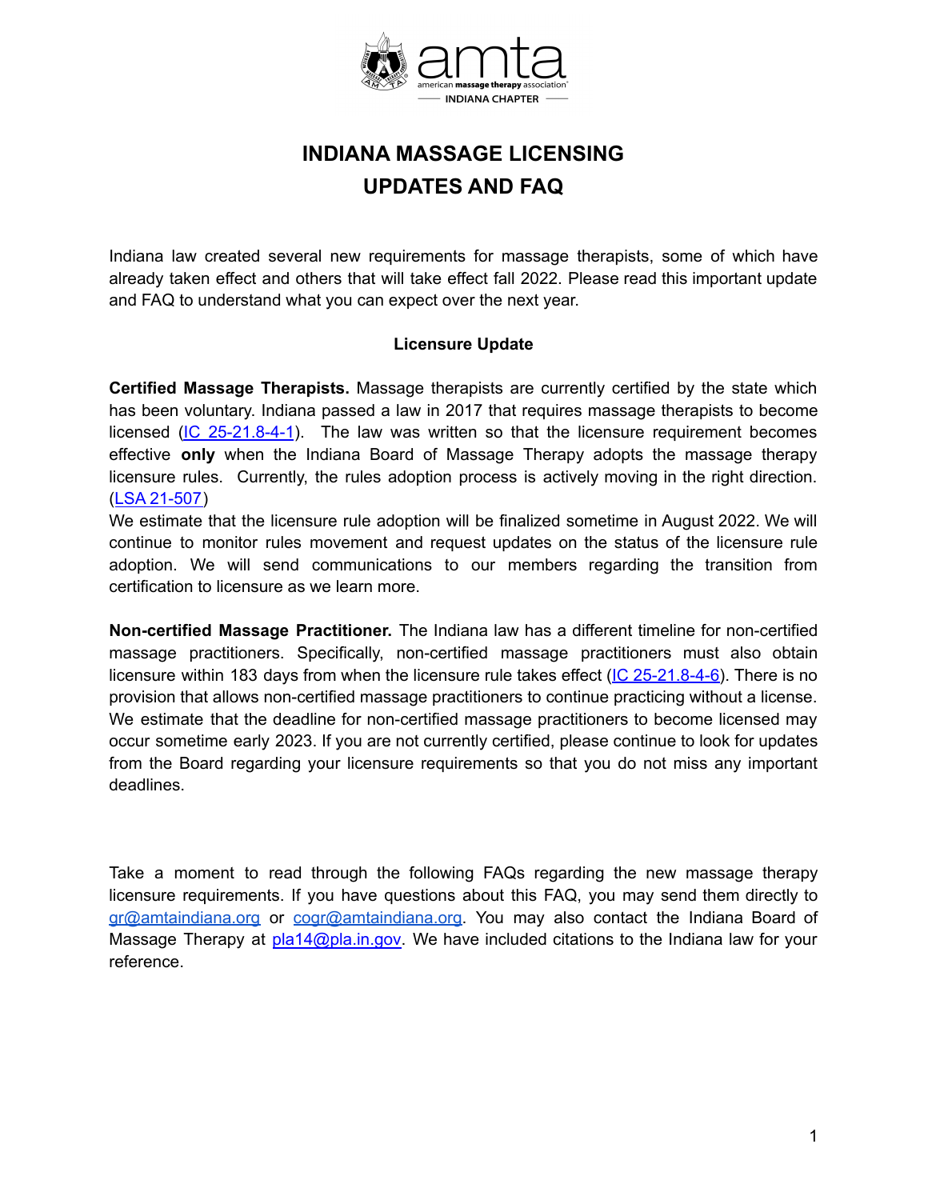# INDIANA MASSAGE LICENSING UPDATES AND FAQ

Indiana law created several new requirements for massage therapists, some of which have already taken effect and others that will take effect fall 2022. Please read this important update and FAQ to understand what you can expect over the next year.

## Licensure Update

**Certified Massage Therapists.** Massage therapists are currently certified by the state which has been voluntary. Indiana passed a law in 2017 that requires massage therapists to become licensed (IC 25-21.8-4-1). The law was written so that the licensure requirement becomes effective **only** when the Indiana Board of Massage Therapy adopts the massage therapy licensure rules. Currently, the rules adoption process is actively moving in the right direction. (LSA 21-507)

We estimate that the licensure rule adoption will be finalized sometime in August 2022. We will continue to monitor rules movement and request updates on the status of the licensure rule adoption. We will send communications to our members regarding the transition from certification to licensure as we learn more.

**Non-certified Massage Practitioner.** The Indiana law has a different timeline for non-certified massage practitioners. Specifically, non-certified massage practitioners must also obtain licensure within 183 days from when the licensure rule takes effect (IC 25-21.8-4-6). There is no provision that allows non-certified massage practitioners to continue practicing without a license. We estimate that the deadline for non-certified massage practitioners to become licensed may occur sometime early 2023. If you are not currently certified, please continue to look for updates from the Board regarding your licensure requirements so that you do not miss any important deadlines.

Take a moment to read through the following FAQs regarding the new massage therapy licensure requirements. If you have questions about this FAQ, you may send them directly to gr@amtaindiana.org or cogr@amtaindiana.org. You may also contact the Indiana Board of Massage Therapy at pla14@pla.in.gov. We have included citations to the Indiana law for your reference.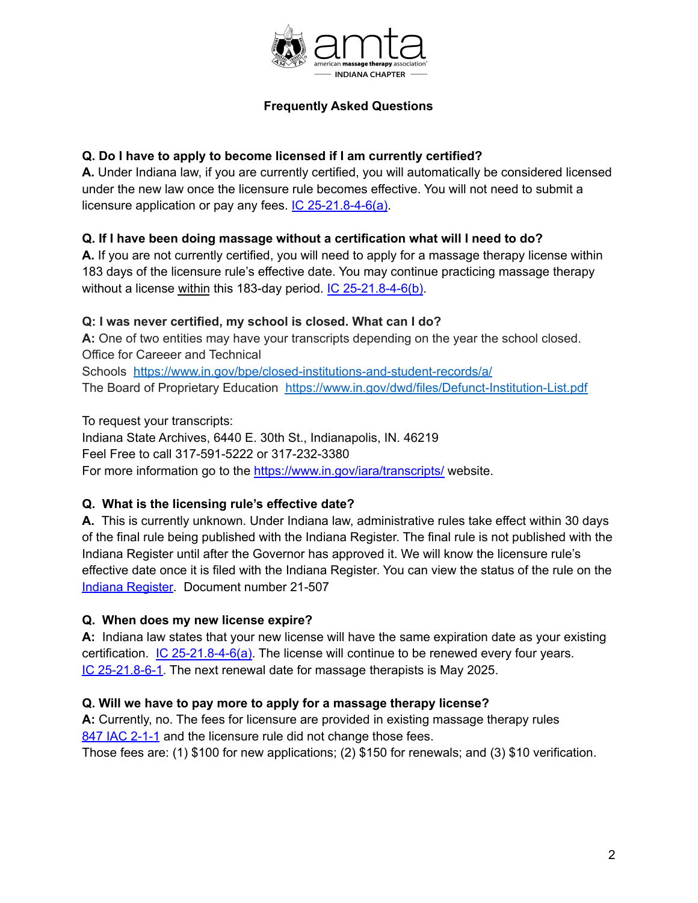amta american massage therapy association INDIANA CHAPTER

## Frequently Asked Questions

**Q. Do I have to apply to become licensed if I am currently certified?**
**A.** Under Indiana law, if you are currently certified, you will automatically be considered licensed under the new law once the licensure rule becomes effective. You will not need to submit a licensure application or pay any fees. IC 25-21.8-4-6(a).

**Q. If I have been doing massage without a certification what will I need to do?**
**A.** If you are not currently certified, you will need to apply for a massage therapy license within 183 days of the licensure rule's effective date. You may continue practicing massage therapy without a license <u>within</u> this 183-day period. IC 25-21.8-4-6(b).

**Q: I was never certified, my school is closed. What can I do?**
**A:** One of two entities may have your transcripts depending on the year the school closed.
Office for Careeer and Technical
Schools https://www.in.gov/bpe/closed-institutions-and-student-records/a/
The Board of Proprietary Education https://www.in.gov/dwd/files/Defunct-Institution-List.pdf

To request your transcripts:
Indiana State Archives, 6440 E. 30th St., Indianapolis, IN. 46219
Feel Free to call 317-591-5222 or 317-232-3380
For more information go to the https://www.in.gov/iara/transcripts/ website.

**Q. What is the licensing rule's effective date?**
**A.** This is currently unknown. Under Indiana law, administrative rules take effect within 30 days of the final rule being published with the Indiana Register. The final rule is not published with the Indiana Register until after the Governor has approved it. We will know the licensure rule's effective date once it is filed with the Indiana Register. You can view the status of the rule on the Indiana Register. Document number 21-507

**Q. When does my new license expire?**
**A:** Indiana law states that your new license will have the same expiration date as your existing certification. IC 25-21.8-4-6(a). The license will continue to be renewed every four years. IC 25-21.8-6-1. The next renewal date for massage therapists is May 2025.

**Q. Will we have to pay more to apply for a massage therapy license?**
**A:** Currently, no. The fees for licensure are provided in existing massage therapy rules 847 IAC 2-1-1 and the licensure rule did not change those fees.
Those fees are: (1) $100 for new applications; (2) $150 for renewals; and (3) $10 verification.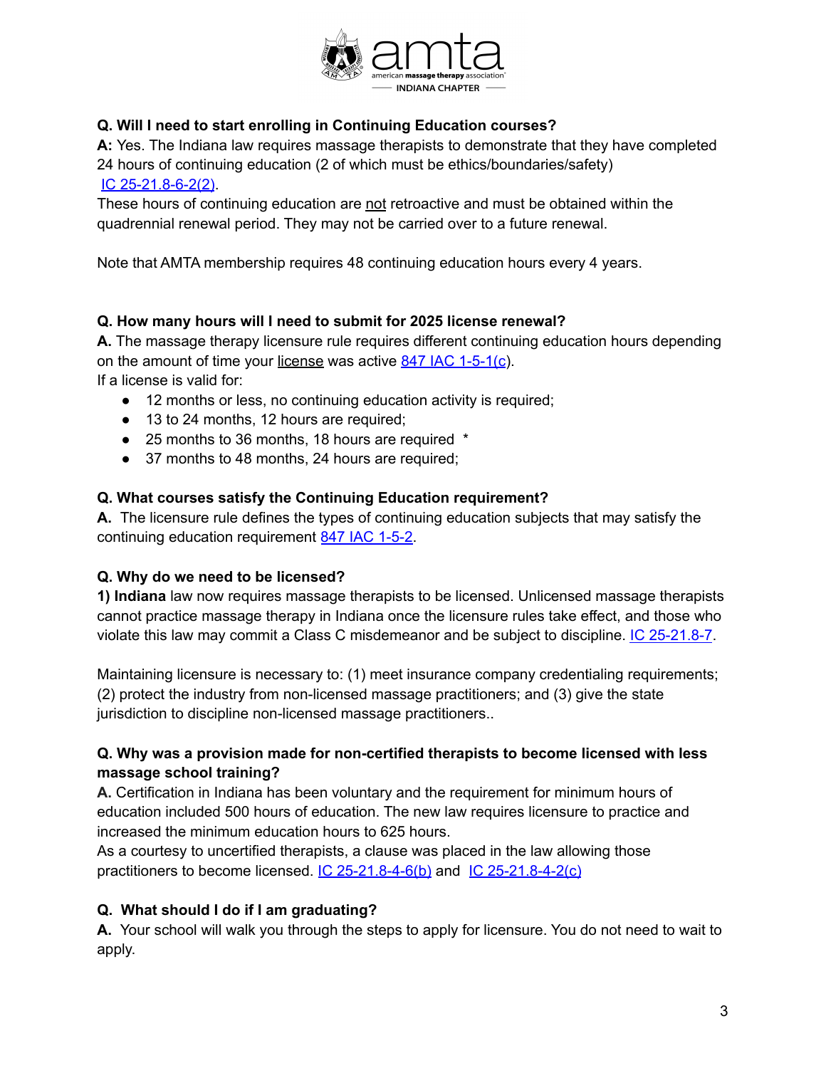**Q. Will I need to start enrolling in Continuing Education courses?**
**A:** Yes. The Indiana law requires massage therapists to demonstrate that they have completed 24 hours of continuing education (2 of which must be ethics/boundaries/safety) IC 25-21.8-6-2(2).
These hours of continuing education are not retroactive and must be obtained within the quadrennial renewal period. They may not be carried over to a future renewal.

Note that AMTA membership requires 48 continuing education hours every 4 years.

**Q. How many hours will I need to submit for 2025 license renewal?**
**A.** The massage therapy licensure rule requires different continuing education hours depending on the amount of time your license was active 847 IAC 1-5-1(c).
If a license is valid for:

- 12 months or less, no continuing education activity is required;
- 13 to 24 months, 12 hours are required;
- 25 months to 36 months, 18 hours are required *
- 37 months to 48 months, 24 hours are required;

**Q. What courses satisfy the Continuing Education requirement?**
**A.** The licensure rule defines the types of continuing education subjects that may satisfy the continuing education requirement 847 IAC 1-5-2.

**Q. Why do we need to be licensed?**
**1) Indiana** law now requires massage therapists to be licensed. Unlicensed massage therapists cannot practice massage therapy in Indiana once the licensure rules take effect, and those who violate this law may commit a Class C misdemeanor and be subject to discipline. IC 25-21.8-7.

Maintaining licensure is necessary to: (1) meet insurance company credentialing requirements; (2) protect the industry from non-licensed massage practitioners; and (3) give the state jurisdiction to discipline non-licensed massage practitioners..

**Q. Why was a provision made for non-certified therapists to become licensed with less massage school training?**
**A.** Certification in Indiana has been voluntary and the requirement for minimum hours of education included 500 hours of education. The new law requires licensure to practice and increased the minimum education hours to 625 hours.
As a courtesy to uncertified therapists, a clause was placed in the law allowing those practitioners to become licensed. IC 25-21.8-4-6(b) and IC 25-21.8-4-2(c)

**Q. What should I do if I am graduating?**
**A.** Your school will walk you through the steps to apply for licensure. You do not need to wait to apply.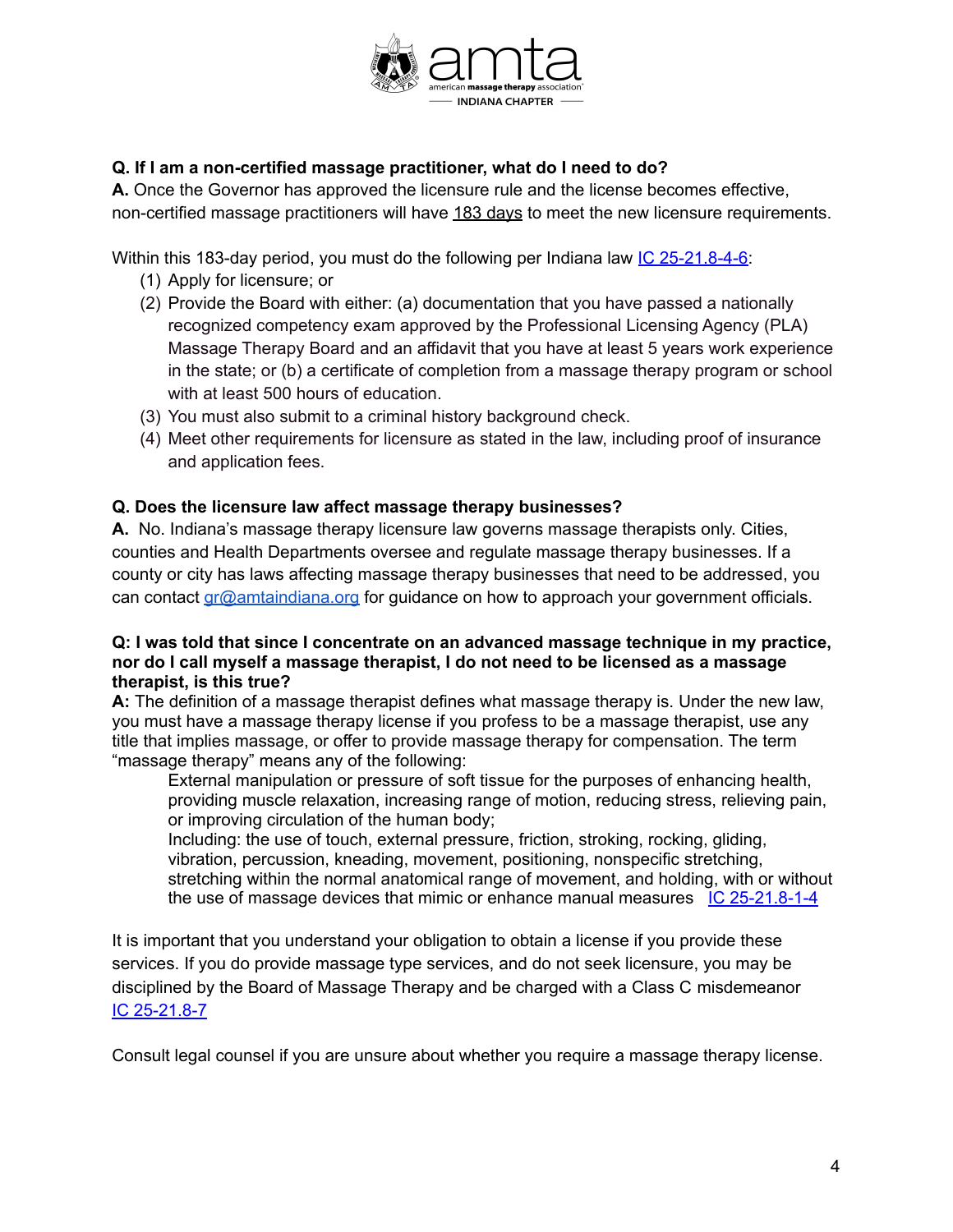**Q. If I am a non-certified massage practitioner, what do I need to do?**
**A.** Once the Governor has approved the licensure rule and the license becomes effective, non-certified massage practitioners will have 183 days to meet the new licensure requirements.

Within this 183-day period, you must do the following per Indiana law [IC 25-21.8-4-6](IC 25-21.8-4-6):

1. Apply for licensure; or
2. Provide the Board with either: (a) documentation that you have passed a nationally recognized competency exam approved by the Professional Licensing Agency (PLA) Massage Therapy Board and an affidavit that you have at least 5 years work experience in the state; or (b) a certificate of completion from a massage therapy program or school with at least 500 hours of education.
3. You must also submit to a criminal history background check.
4. Meet other requirements for licensure as stated in the law, including proof of insurance and application fees.

**Q. Does the licensure law affect massage therapy businesses?**
**A.** No. Indiana's massage therapy licensure law governs massage therapists only. Cities, counties and Health Departments oversee and regulate massage therapy businesses. If a county or city has laws affecting massage therapy businesses that need to be addressed, you can contact gr@amtaindiana.org for guidance on how to approach your government officials.

**Q: I was told that since I concentrate on an advanced massage technique in my practice, nor do I call myself a massage therapist, I do not need to be licensed as a massage therapist, is this true?**
**A:** The definition of a massage therapist defines what massage therapy is. Under the new law, you must have a massage therapy license if you profess to be a massage therapist, use any title that implies massage, or offer to provide massage therapy for compensation. The term "massage therapy" means any of the following:

> External manipulation or pressure of soft tissue for the purposes of enhancing health, providing muscle relaxation, increasing range of motion, reducing stress, relieving pain, or improving circulation of the human body;
> Including: the use of touch, external pressure, friction, stroking, rocking, gliding, vibration, percussion, kneading, movement, positioning, nonspecific stretching, stretching within the normal anatomical range of movement, and holding, with or without the use of massage devices that mimic or enhance manual measures IC 25-21.8-1-4

It is important that you understand your obligation to obtain a license if you provide these services. If you do provide massage type services, and do not seek licensure, you may be disciplined by the Board of Massage Therapy and be charged with a Class C misdemeanor IC 25-21.8-7

Consult legal counsel if you are unsure about whether you require a massage therapy license.